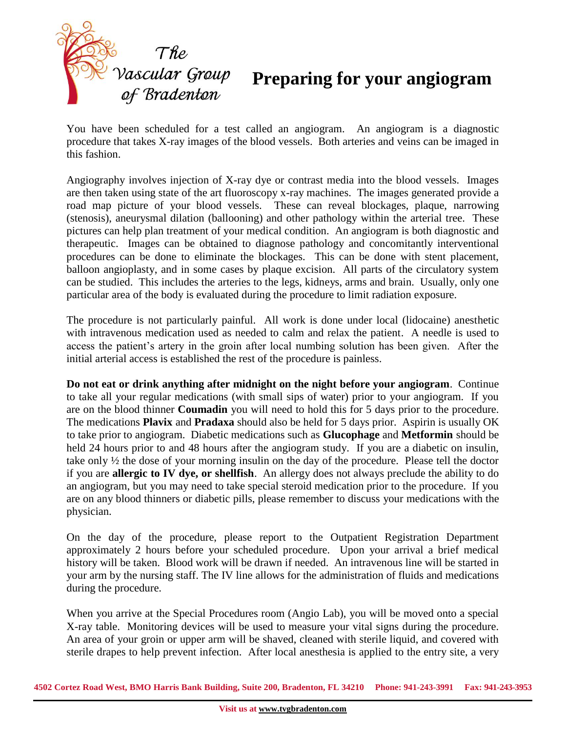The Vascular Group of Bradenton

# Preparing for your angiogram

You have been scheduled for a test called an angiogram. An angiogram is a diagnostic procedure that takes X-ray images of the blood vessels. Both arteries and veins can be imaged in this fashion.

Angiography involves injection of X-ray dye or contrast media into the blood vessels. Images are then taken using state of the art fluoroscopy x-ray machines. The images generated provide a road map picture of your blood vessels. These can reveal blockages, plaque, narrowing (stenosis), aneurysmal dilation (ballooning) and other pathology within the arterial tree. These pictures can help plan treatment of your medical condition. An angiogram is both diagnostic and therapeutic. Images can be obtained to diagnose pathology and concomitantly interventional procedures can be done to eliminate the blockages. This can be done with stent placement, balloon angioplasty, and in some cases by plaque excision. All parts of the circulatory system can be studied. This includes the arteries to the legs, kidneys, arms and brain. Usually, only one particular area of the body is evaluated during the procedure to limit radiation exposure.

The procedure is not particularly painful. All work is done under local (lidocaine) anesthetic with intravenous medication used as needed to calm and relax the patient. A needle is used to access the patient's artery in the groin after local numbing solution has been given. After the initial arterial access is established the rest of the procedure is painless.

**Do not eat or drink anything after midnight on the night before your angiogram**. Continue to take all your regular medications (with small sips of water) prior to your angiogram. If you are on the blood thinner **Coumadin** you will need to hold this for 5 days prior to the procedure. The medications **Plavix** and **Pradaxa** should also be held for 5 days prior. Aspirin is usually OK to take prior to angiogram. Diabetic medications such as **Glucophage** and **Metformin** should be held 24 hours prior to and 48 hours after the angiogram study. If you are a diabetic on insulin, take only ½ the dose of your morning insulin on the day of the procedure. Please tell the doctor if you are **allergic to IV dye, or shellfish**. An allergy does not always preclude the ability to do an angiogram, but you may need to take special steroid medication prior to the procedure. If you are on any blood thinners or diabetic pills, please remember to discuss your medications with the physician.

On the day of the procedure, please report to the Outpatient Registration Department approximately 2 hours before your scheduled procedure. Upon your arrival a brief medical history will be taken. Blood work will be drawn if needed. An intravenous line will be started in your arm by the nursing staff. The IV line allows for the administration of fluids and medications during the procedure.

When you arrive at the Special Procedures room (Angio Lab), you will be moved onto a special X-ray table. Monitoring devices will be used to measure your vital signs during the procedure. An area of your groin or upper arm will be shaved, cleaned with sterile liquid, and covered with sterile drapes to help prevent infection. After local anesthesia is applied to the entry site, a very

**4502 Cortez Road West, BMO Harris Bank Building, Suite 200, Bradenton, FL 34210 Phone: 941-243-3991 Fax: 941-243-3953**

**Visit us at www.tvgbradenton.com**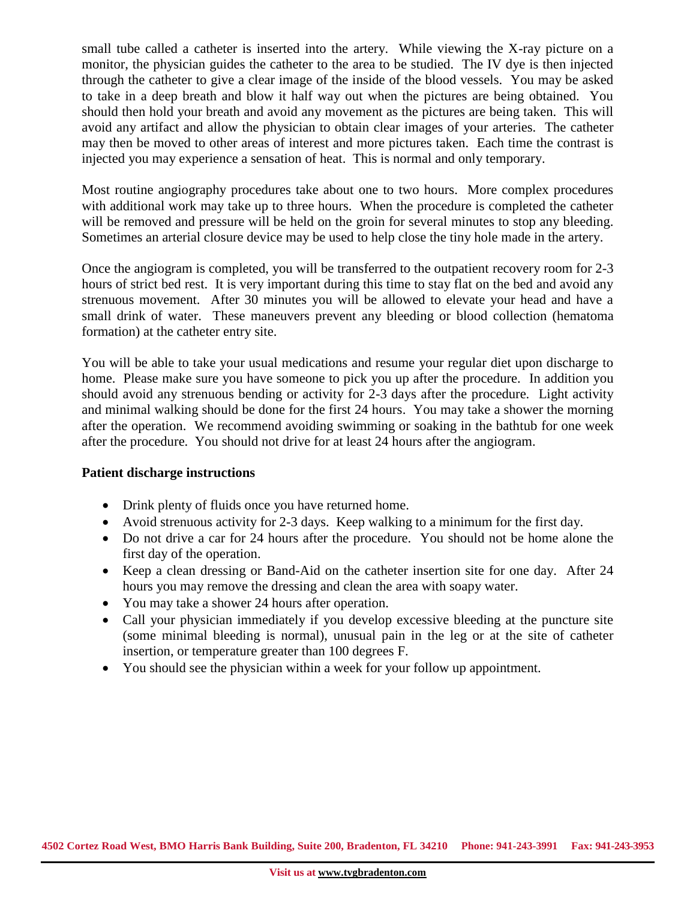small tube called a catheter is inserted into the artery. While viewing the X-ray picture on a monitor, the physician guides the catheter to the area to be studied. The IV dye is then injected through the catheter to give a clear image of the inside of the blood vessels. You may be asked to take in a deep breath and blow it half way out when the pictures are being obtained. You should then hold your breath and avoid any movement as the pictures are being taken. This will avoid any artifact and allow the physician to obtain clear images of your arteries. The catheter may then be moved to other areas of interest and more pictures taken. Each time the contrast is injected you may experience a sensation of heat. This is normal and only temporary.

Most routine angiography procedures take about one to two hours. More complex procedures with additional work may take up to three hours. When the procedure is completed the catheter will be removed and pressure will be held on the groin for several minutes to stop any bleeding. Sometimes an arterial closure device may be used to help close the tiny hole made in the artery.

Once the angiogram is completed, you will be transferred to the outpatient recovery room for 2-3 hours of strict bed rest. It is very important during this time to stay flat on the bed and avoid any strenuous movement. After 30 minutes you will be allowed to elevate your head and have a small drink of water. These maneuvers prevent any bleeding or blood collection (hematoma formation) at the catheter entry site.

You will be able to take your usual medications and resume your regular diet upon discharge to home. Please make sure you have someone to pick you up after the procedure. In addition you should avoid any strenuous bending or activity for 2-3 days after the procedure. Light activity and minimal walking should be done for the first 24 hours. You may take a shower the morning after the operation. We recommend avoiding swimming or soaking in the bathtub for one week after the procedure. You should not drive for at least 24 hours after the angiogram.

**Patient discharge instructions**

- Drink plenty of fluids once you have returned home.
- Avoid strenuous activity for 2-3 days. Keep walking to a minimum for the first day.
- Do not drive a car for 24 hours after the procedure. You should not be home alone the first day of the operation.
- Keep a clean dressing or Band-Aid on the catheter insertion site for one day. After 24 hours you may remove the dressing and clean the area with soapy water.
- You may take a shower 24 hours after operation.
- Call your physician immediately if you develop excessive bleeding at the puncture site (some minimal bleeding is normal), unusual pain in the leg or at the site of catheter insertion, or temperature greater than 100 degrees F.
- You should see the physician within a week for your follow up appointment.

**4502 Cortez Road West, BMO Harris Bank Building, Suite 200, Bradenton, FL 34210 Phone: 941-243-3991 Fax: 941-243-3953**

**Visit us at www.tvgbradenton.com**